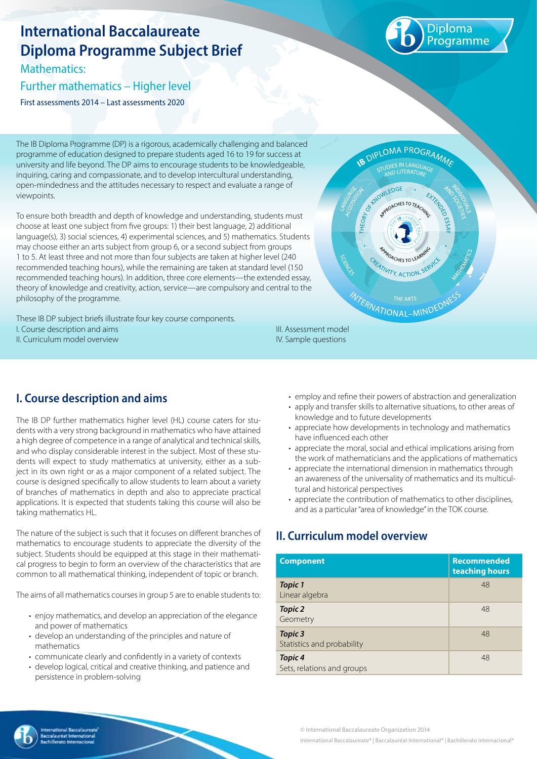# International Baccalaureate Diploma Programme Subject Brief

## Mathematics:

## Further mathematics – Higher level

First assessments 2014 – Last assessments 2020

The IB Diploma Programme (DP) is a rigorous, academically challenging and balanced programme of education designed to prepare students aged 16 to 19 for success at university and life beyond. The DP aims to encourage students to be knowledgeable, inquiring, caring and compassionate, and to develop intercultural understanding, open-mindedness and the attitudes necessary to respect and evaluate a range of viewpoints.

To ensure both breadth and depth of knowledge and understanding, students must choose at least one subject from five groups: 1) their best language, 2) additional language(s), 3) social sciences, 4) experimental sciences, and 5) mathematics. Students may choose either an arts subject from group 6, or a second subject from groups 1 to 5. At least three and not more than four subjects are taken at higher level (240 recommended teaching hours), while the remaining are taken at standard level (150 recommended teaching hours). In addition, three core elements—the extended essay, theory of knowledge and creativity, action, service—are compulsory and central to the philosophy of the programme.

These IB DP subject briefs illustrate four key course components.

I. Course description and aims

II. Curriculum model overview

III. Assessment model

IV. Sample questions

## I. Course description and aims

The IB DP further mathematics higher level (HL) course caters for students with a very strong background in mathematics who have attained a high degree of competence in a range of analytical and technical skills, and who display considerable interest in the subject. Most of these students will expect to study mathematics at university, either as a subject in its own right or as a major component of a related subject. The course is designed specifically to allow students to learn about a variety of branches of mathematics in depth and also to appreciate practical applications. It is expected that students taking this course will also be taking mathematics HL.

The nature of the subject is such that it focuses on different branches of mathematics to encourage students to appreciate the diversity of the subject. Students should be equipped at this stage in their mathematical progress to begin to form an overview of the characteristics that are common to all mathematical thinking, independent of topic or branch.

The aims of all mathematics courses in group 5 are to enable students to:

- enjoy mathematics, and develop an appreciation of the elegance and power of mathematics
- develop an understanding of the principles and nature of mathematics
- communicate clearly and confidently in a variety of contexts
- develop logical, critical and creative thinking, and patience and persistence in problem-solving
- employ and refine their powers of abstraction and generalization
- apply and transfer skills to alternative situations, to other areas of knowledge and to future developments
- appreciate how developments in technology and mathematics have influenced each other
- appreciate the moral, social and ethical implications arising from the work of mathematicians and the applications of mathematics
- appreciate the international dimension in mathematics through an awareness of the universality of mathematics and its multicultural and historical perspectives
- appreciate the contribution of mathematics to other disciplines, and as a particular "area of knowledge" in the TOK course.

## II. Curriculum model overview

| Component | Recommended teaching hours |
|---|---|
| ***Topic 1***<br>Linear algebra | 48 |
| ***Topic 2***<br>Geometry | 48 |
| ***Topic 3***<br>Statistics and probability | 48 |
| ***Topic 4***<br>Sets, relations and groups | 48 |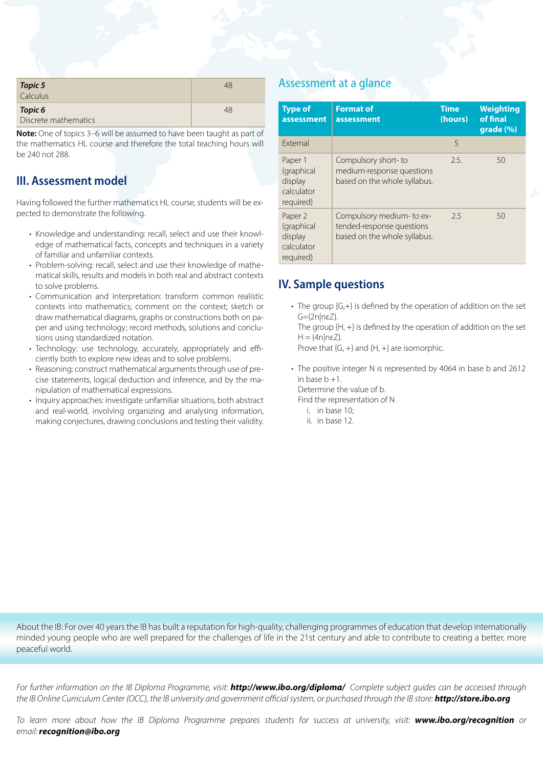| | |
|---|---|
| ***Topic 5*** Calculus | 48 |
| ***Topic 6*** Discrete mathematics | 48 |

**Note:** One of topics 3–6 will be assumed to have been taught as part of the mathematics HL course and therefore the total teaching hours will be 240 not 288.

## III. Assessment model

Having followed the further mathematics HL course, students will be expected to demonstrate the following.

- Knowledge and understanding: recall, select and use their knowledge of mathematical facts, concepts and techniques in a variety of familiar and unfamiliar contexts.
- Problem-solving: recall, select and use their knowledge of mathematical skills, results and models in both real and abstract contexts to solve problems.
- Communication and interpretation: transform common realistic contexts into mathematics; comment on the context; sketch or draw mathematical diagrams, graphs or constructions both on paper and using technology; record methods, solutions and conclusions using standardized notation.
- Technology: use technology, accurately, appropriately and efficiently both to explore new ideas and to solve problems.
- Reasoning: construct mathematical arguments through use of precise statements, logical deduction and inference, and by the manipulation of mathematical expressions.
- Inquiry approaches: investigate unfamiliar situations, both abstract and real-world, involving organizing and analysing information, making conjectures, drawing conclusions and testing their validity.

## Assessment at a glance

| Type of assessment | Format of assessment | Time (hours) | Weighting of final grade (%) |
|---|---|---|---|
| External | | 5 | |
| Paper 1 (graphical display calculator required) | Compulsory short- to medium-response questions based on the whole syllabus. | 2.5. | 50 |
| Paper 2 (graphical display calculator required) | Compulsory medium- to extended-response questions based on the whole syllabus. | 2.5 | 50 |

## IV. Sample questions

- The group $\{G,+\}$ is defined by the operation of addition on the set $G=\{2n|n\varepsilon\mathbb{Z}\}$.
  The group $\{H,+\}$ is defined by the operation of addition on the set $H=\{4n|n\varepsilon\mathbb{Z}\}$.
  Prove that $\{G,+\}$ and $\{H,+\}$ are isomorphic.

- The positive integer N is represented by 4064 in base b and 2612 in base b +1.
  Determine the value of b.
  Find the representation of N
  i. in base 10;
  ii. in base 12.

About the IB: For over 40 years the IB has built a reputation for high-quality, challenging programmes of education that develop internationally minded young people who are well prepared for the challenges of life in the 21st century and able to contribute to creating a better, more peaceful world.

*For further information on the IB Diploma Programme, visit:* ***http://www.ibo.org/diploma/*** *Complete subject guides can be accessed through the IB Online Curriculum Center (OCC), the IB university and government official system, or purchased through the IB store:* ***http://store.ibo.org***

*To learn more about how the IB Diploma Programme prepares students for success at university, visit:* ***www.ibo.org/recognition*** *or email:* ***recognition@ibo.org***